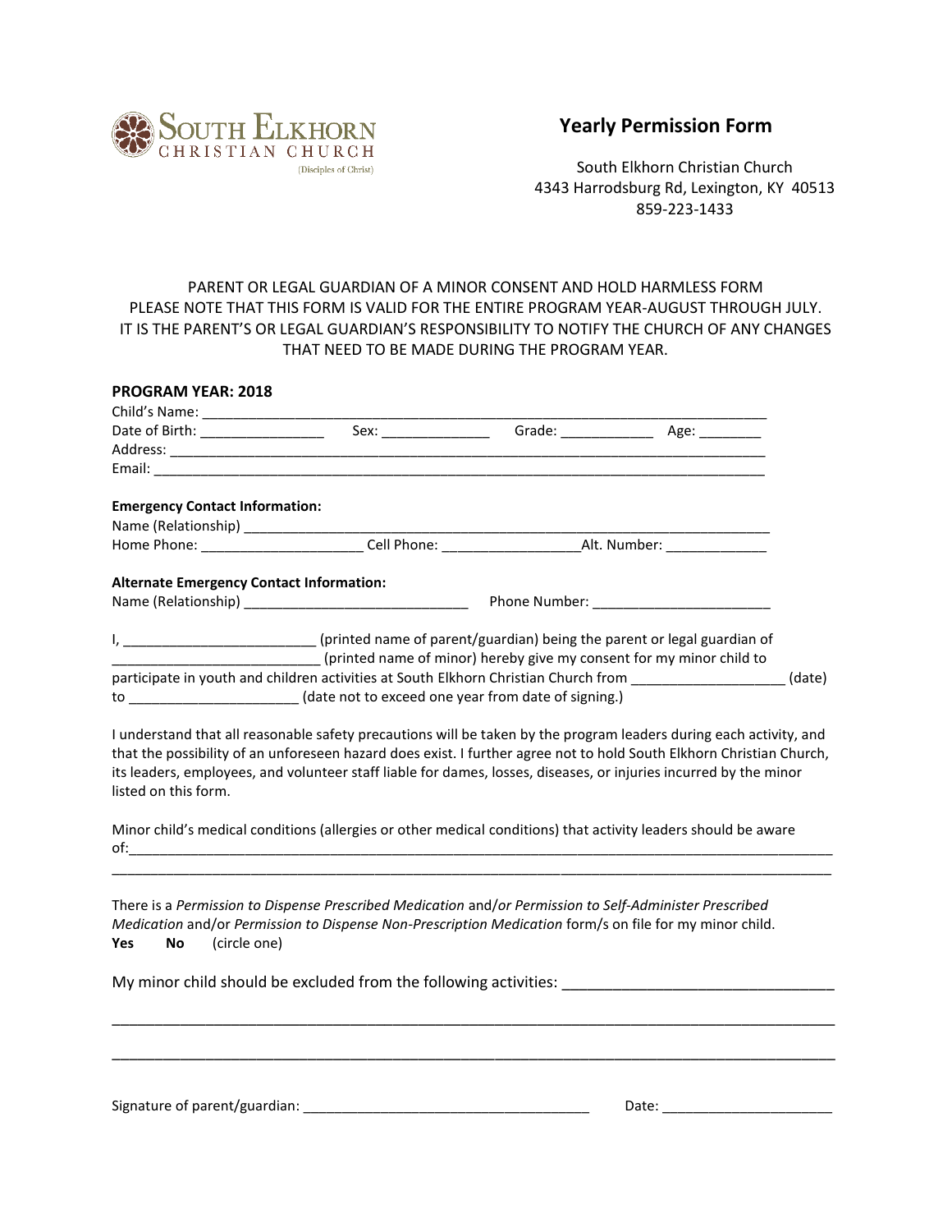SOUTH ELKHORN CHRISTIAN CHURCH (Disciples of Christ)

# Yearly Permission Form

South Elkhorn Christian Church
4343 Harrodsburg Rd, Lexington, KY 40513
859-223-1433

PARENT OR LEGAL GUARDIAN OF A MINOR CONSENT AND HOLD HARMLESS FORM
PLEASE NOTE THAT THIS FORM IS VALID FOR THE ENTIRE PROGRAM YEAR-AUGUST THROUGH JULY.
IT IS THE PARENT'S OR LEGAL GUARDIAN'S RESPONSIBILITY TO NOTIFY THE CHURCH OF ANY CHANGES THAT NEED TO BE MADE DURING THE PROGRAM YEAR.

**PROGRAM YEAR: 2018**

Child's Name: ___________________________________________________________________________

Date of Birth: ________________ Sex: ______________ Grade: ____________ Age: ________

Address: ________________________________________________________________________________

Email: __________________________________________________________________________________

**Emergency Contact Information:**

Name (Relationship) _______________________________________________________________________

Home Phone: _____________________ Cell Phone: __________________Alt. Number: _____________

**Alternate Emergency Contact Information:**

Name (Relationship) _____________________________ Phone Number: _______________________

I, ________________________ (printed name of parent/guardian) being the parent or legal guardian of __________________________ (printed name of minor) hereby give my consent for my minor child to participate in youth and children activities at South Elkhorn Christian Church from ____________________ (date) to _____________________ (date not to exceed one year from date of signing.)

I understand that all reasonable safety precautions will be taken by the program leaders during each activity, and that the possibility of an unforeseen hazard does exist. I further agree not to hold South Elkhorn Christian Church, its leaders, employees, and volunteer staff liable for dames, losses, diseases, or injuries incurred by the minor listed on this form.

Minor child's medical conditions (allergies or other medical conditions) that activity leaders should be aware of:_________________________________________________________________________________________

_____________________________________________________________________________________________

There is a *Permission to Dispense Prescribed Medication* and/*or Permission to Self-Administer Prescribed Medication* and/or *Permission to Dispense Non-Prescription Medication* form/s on file for my minor child.
**Yes** **No** (circle one)

My minor child should be excluded from the following activities: ________________________________

_____________________________________________________________________________________________

_____________________________________________________________________________________________

Signature of parent/guardian: ____________________________________ Date: _____________________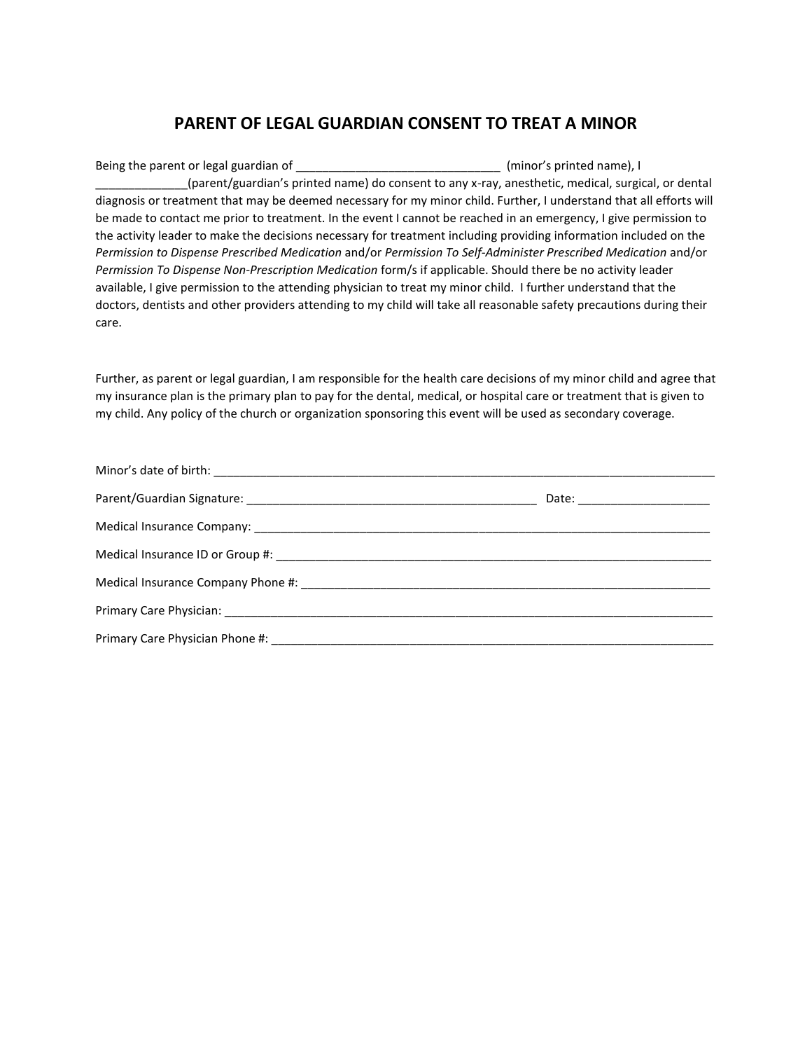# PARENT OF LEGAL GUARDIAN CONSENT TO TREAT A MINOR

Being the parent or legal guardian of ______________________________ (minor's printed name), I ______________(parent/guardian's printed name) do consent to any x-ray, anesthetic, medical, surgical, or dental diagnosis or treatment that may be deemed necessary for my minor child. Further, I understand that all efforts will be made to contact me prior to treatment. In the event I cannot be reached in an emergency, I give permission to the activity leader to make the decisions necessary for treatment including providing information included on the *Permission to Dispense Prescribed Medication* and/or *Permission To Self-Administer Prescribed Medication* and/or *Permission To Dispense Non-Prescription Medication* form/s if applicable. Should there be no activity leader available, I give permission to the attending physician to treat my minor child. I further understand that the doctors, dentists and other providers attending to my child will take all reasonable safety precautions during their care.

Further, as parent or legal guardian, I am responsible for the health care decisions of my minor child and agree that my insurance plan is the primary plan to pay for the dental, medical, or hospital care or treatment that is given to my child. Any policy of the church or organization sponsoring this event will be used as secondary coverage.

Minor's date of birth: ______________________________________________________________________________

Parent/Guardian Signature: _____________________________________________ Date: ___________________

Medical Insurance Company: _________________________________________________________________________

Medical Insurance ID or Group #: ______________________________________________________________________

Medical Insurance Company Phone #: __________________________________________________________________

Primary Care Physician: _____________________________________________________________________________

Primary Care Physician Phone #: _______________________________________________________________________